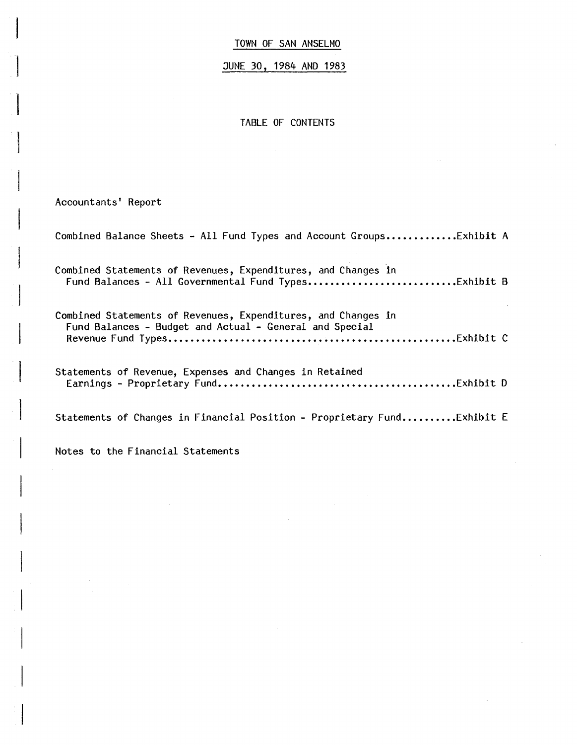# TOWN OF SAN ANSELMO

## JUNE 30, 1984 AND 1983

### TABLE OF CONTENTS

Accountants' Report

Combined Balance Sheets - All Fund Types and Account Groups............Exhibit A

Combined Statements of Revenues, Expenditures, and Changes in Fund Balances - All Governmental Fund Types..........................Exhibit B

Combined Statements of Revenues, Expenditures, and Changes in Fund Balances - Budget and Actual - General and Special Revenue Fund Types.................................................Exhibit C

Statements of Revenue, Expenses and Changes in Retained Earnings - Proprietary Fund.........................................Exhibit D

Statements of Changes in Financial Position - Proprietary Fund.........Exhibit E

Notes to the Financial Statements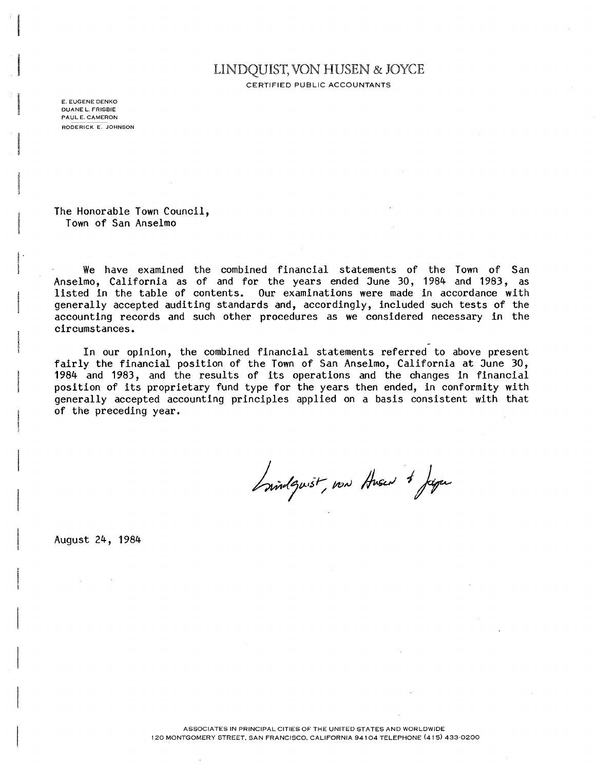# LINDQUIST, VON HUSEN & JOYCE

CERTIFIED PUBLIC ACCOUNTANTS

E. EUGENE DENKO
DUANE L. FRISBIE
PAUL E. CAMERON
RODERICK E. JOHNSON

The Honorable Town Council,
Town of San Anselmo

We have examined the combined financial statements of the Town of San Anselmo, California as of and for the years ended June 30, 1984 and 1983, as listed in the table of contents. Our examinations were made in accordance with generally accepted auditing standards and, accordingly, included such tests of the accounting records and such other procedures as we considered necessary in the circumstances.

In our opinion, the combined financial statements referred to above present fairly the financial position of the Town of San Anselmo, California at June 30, 1984 and 1983, and the results of its operations and the changes in financial position of its proprietary fund type for the years then ended, in conformity with generally accepted accounting principles applied on a basis consistent with that of the preceding year.

Lindquist, von Husen & Joyce

August 24, 1984

ASSOCIATES IN PRINCIPAL CITIES OF THE UNITED STATES AND WORLDWIDE
120 MONTGOMERY STREET, SAN FRANCISCO, CALIFORNIA 94104 TELEPHONE (415) 433-0200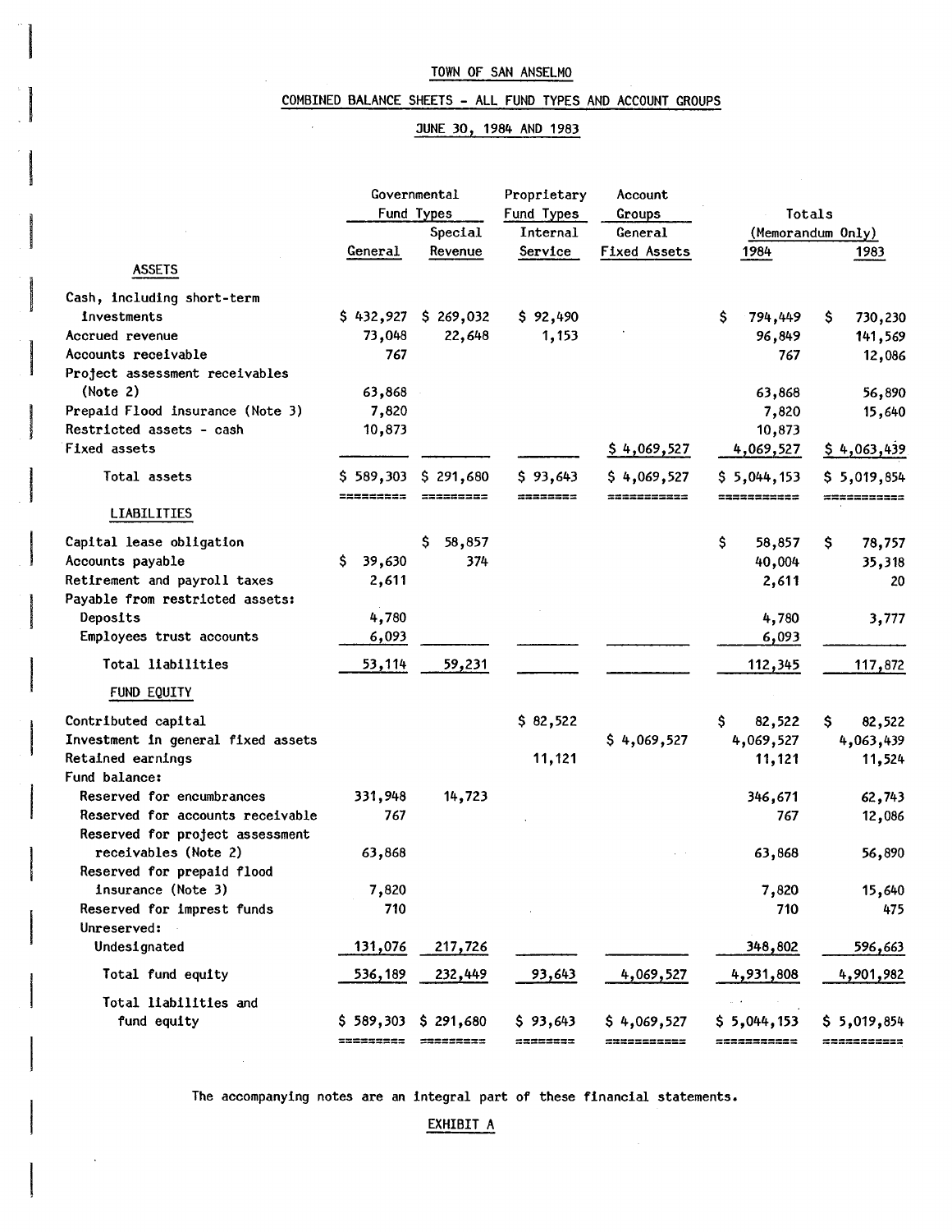TOWN OF SAN ANSELMO

COMBINED BALANCE SHEETS - ALL FUND TYPES AND ACCOUNT GROUPS

JUNE 30, 1984 AND 1983

| | Governmental Fund Types | | Proprietary Fund Types | Account Groups | Totals (Memorandum Only) | |
|---|---|---|---|---|---|---|
| | General | Special Revenue | Internal Service | General Fixed Assets | 1984 | 1983 |
| **ASSETS** | | | | | | |
| Cash, including short-term investments | $ 432,927 | $ 269,032 | $ 92,490 | | $ 794,449 | $ 730,230 |
| Accrued revenue | 73,048 | 22,648 | 1,153 | | 96,849 | 141,569 |
| Accounts receivable | 767 | | | | 767 | 12,086 |
| Project assessment receivables (Note 2) | 63,868 | | | | 63,868 | 56,890 |
| Prepaid Flood insurance (Note 3) | 7,820 | | | | 7,820 | 15,640 |
| Restricted assets - cash | 10,873 | | | | 10,873 | |
| Fixed assets | | | | $ 4,069,527 | 4,069,527 | $ 4,063,439 |
| Total assets | $ 589,303 | $ 291,680 | $ 93,643 | $ 4,069,527 | $ 5,044,153 | $ 5,019,854 |
| **LIABILITIES** | | | | | | |
| Capital lease obligation | | $ 58,857 | | | $ 58,857 | $ 78,757 |
| Accounts payable | $ 39,630 | 374 | | | 40,004 | 35,318 |
| Retirement and payroll taxes | 2,611 | | | | 2,611 | 20 |
| Payable from restricted assets: | | | | | | |
| Deposits | 4,780 | | | | 4,780 | 3,777 |
| Employees trust accounts | 6,093 | | | | 6,093 | |
| Total liabilities | 53,114 | 59,231 | | | 112,345 | 117,872 |
| **FUND EQUITY** | | | | | | |
| Contributed capital | | | $ 82,522 | | $ 82,522 | $ 82,522 |
| Investment in general fixed assets | | | | $ 4,069,527 | 4,069,527 | 4,063,439 |
| Retained earnings | | | 11,121 | | 11,121 | 11,524 |
| Fund balance: | | | | | | |
| Reserved for encumbrances | 331,948 | 14,723 | | | 346,671 | 62,743 |
| Reserved for accounts receivable | 767 | | | | 767 | 12,086 |
| Reserved for project assessment receivables (Note 2) | 63,868 | | | | 63,868 | 56,890 |
| Reserved for prepaid flood insurance (Note 3) | 7,820 | | | | 7,820 | 15,640 |
| Reserved for imprest funds | 710 | | | | 710 | 475 |
| Unreserved: | | | | | | |
| Undesignated | 131,076 | 217,726 | | | 348,802 | 596,663 |
| Total fund equity | 536,189 | 232,449 | 93,643 | 4,069,527 | 4,931,808 | 4,901,982 |
| Total liabilities and fund equity | $ 589,303 | $ 291,680 | $ 93,643 | $ 4,069,527 | $ 5,044,153 | $ 5,019,854 |

The accompanying notes are an integral part of these financial statements.

EXHIBIT A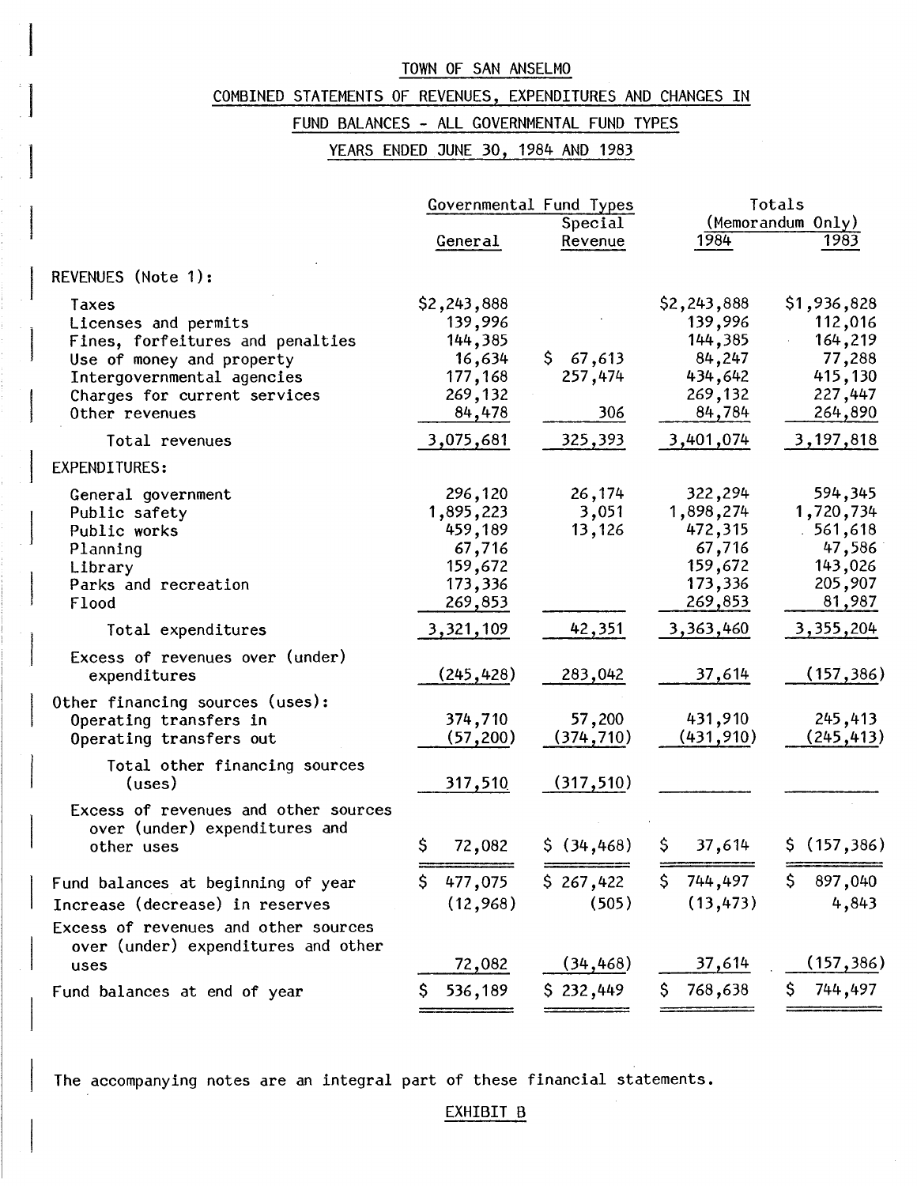# TOWN OF SAN ANSELMO

## COMBINED STATEMENTS OF REVENUES, EXPENDITURES AND CHANGES IN FUND BALANCES - ALL GOVERNMENTAL FUND TYPES

## YEARS ENDED JUNE 30, 1984 AND 1983

| | Governmental Fund Types | | Totals (Memorandum Only) | |
|---|---|---|---|---|
| | General | Special Revenue | 1984 | 1983 |
| REVENUES (Note 1): | | | | |
| Taxes | $2,243,888 | | $2,243,888 | $1,936,828 |
| Licenses and permits | 139,996 | | 139,996 | 112,016 |
| Fines, forfeitures and penalties | 144,385 | | 144,385 | 164,219 |
| Use of money and property | 16,634 | $ 67,613 | 84,247 | 77,288 |
| Intergovernmental agencies | 177,168 | 257,474 | 434,642 | 415,130 |
| Charges for current services | 269,132 | | 269,132 | 227,447 |
| Other revenues | 84,478 | 306 | 84,784 | 264,890 |
| Total revenues | 3,075,681 | 325,393 | 3,401,074 | 3,197,818 |
| EXPENDITURES: | | | | |
| General government | 296,120 | 26,174 | 322,294 | 594,345 |
| Public safety | 1,895,223 | 3,051 | 1,898,274 | 1,720,734 |
| Public works | 459,189 | 13,126 | 472,315 | 561,618 |
| Planning | 67,716 | | 67,716 | 47,586 |
| Library | 159,672 | | 159,672 | 143,026 |
| Parks and recreation | 173,336 | | 173,336 | 205,907 |
| Flood | 269,853 | | 269,853 | 81,987 |
| Total expenditures | 3,321,109 | 42,351 | 3,363,460 | 3,355,204 |
| Excess of revenues over (under) expenditures | (245,428) | 283,042 | 37,614 | (157,386) |
| Other financing sources (uses): | | | | |
| Operating transfers in | 374,710 | 57,200 | 431,910 | 245,413 |
| Operating transfers out | (57,200) | (374,710) | (431,910) | (245,413) |
| Total other financing sources (uses) | 317,510 | (317,510) | | |
| Excess of revenues and other sources over (under) expenditures and other uses | $ 72,082 | $ (34,468) | $ 37,614 | $ (157,386) |
| Fund balances at beginning of year | $ 477,075 | $ 267,422 | $ 744,497 | $ 897,040 |
| Increase (decrease) in reserves | (12,968) | (505) | (13,473) | 4,843 |
| Excess of revenues and other sources over (under) expenditures and other uses | 72,082 | (34,468) | 37,614 | (157,386) |
| Fund balances at end of year | $ 536,189 | $ 232,449 | $ 768,638 | $ 744,497 |

The accompanying notes are an integral part of these financial statements.

EXHIBIT B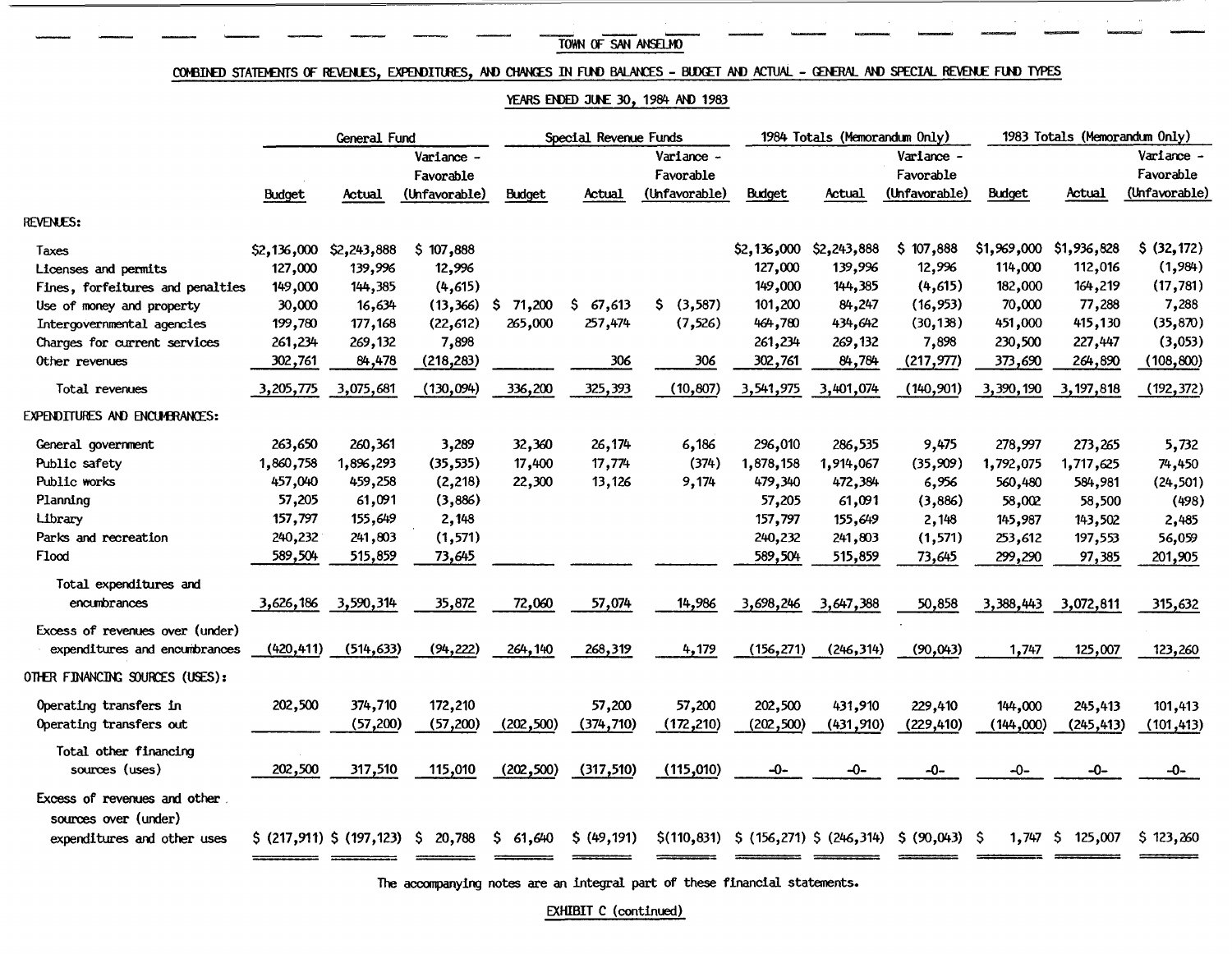TOWN OF SAN ANSELMO

COMBINED STATEMENTS OF REVENUES, EXPENDITURES, AND CHANGES IN FUND BALANCES - BUDGET AND ACTUAL - GENERAL AND SPECIAL REVENUE FUND TYPES

YEARS ENDED JUNE 30, 1984 AND 1983

| | General Fund | | | Special Revenue Funds | | | 1984 Totals (Memorandum Only) | | | 1983 Totals (Memorandum Only) | | |
|---|---|---|---|---|---|---|---|---|---|---|---|---|
| | Budget | Actual | Variance - Favorable (Unfavorable) | Budget | Actual | Variance - Favorable (Unfavorable) | Budget | Actual | Variance - Favorable (Unfavorable) | Budget | Actual | Variance - Favorable (Unfavorable) |
| REVENUES: | | | | | | | | | | | | |
| Taxes | $2,136,000 | $2,243,888 | $ 107,888 | | | | $2,136,000 | $2,243,888 | $ 107,888 | $1,969,000 | $1,936,828 | $ (32,172) |
| Licenses and permits | 127,000 | 139,996 | 12,996 | | | | 127,000 | 139,996 | 12,996 | 114,000 | 112,016 | (1,984) |
| Fines, forfeitures and penalties | 149,000 | 144,385 | (4,615) | | | | 149,000 | 144,385 | (4,615) | 182,000 | 164,219 | (17,781) |
| Use of money and property | 30,000 | 16,634 | (13,366) | $ 71,200 | $ 67,613 | $ (3,587) | 101,200 | 84,247 | (16,953) | 70,000 | 77,288 | 7,288 |
| Intergovernmental agencies | 199,780 | 177,168 | (22,612) | 265,000 | 257,474 | (7,526) | 464,780 | 434,642 | (30,138) | 451,000 | 415,130 | (35,870) |
| Charges for current services | 261,234 | 269,132 | 7,898 | | | | 261,234 | 269,132 | 7,898 | 230,500 | 227,447 | (3,053) |
| Other revenues | 302,761 | 84,478 | (218,283) | | 306 | 306 | 302,761 | 84,784 | (217,977) | 373,690 | 264,890 | (108,800) |
| Total revenues | 3,205,775 | 3,075,681 | (130,094) | 336,200 | 325,393 | (10,807) | 3,541,975 | 3,401,074 | (140,901) | 3,390,190 | 3,197,818 | (192,372) |
| EXPENDITURES AND ENCUMBRANCES: | | | | | | | | | | | | |
| General government | 263,650 | 260,361 | 3,289 | 32,360 | 26,174 | 6,186 | 296,010 | 286,535 | 9,475 | 278,997 | 273,265 | 5,732 |
| Public safety | 1,860,758 | 1,896,293 | (35,535) | 17,400 | 17,774 | (374) | 1,878,158 | 1,914,067 | (35,909) | 1,792,075 | 1,717,625 | 74,450 |
| Public works | 457,040 | 459,258 | (2,218) | 22,300 | 13,126 | 9,174 | 479,340 | 472,384 | 6,956 | 560,480 | 584,981 | (24,501) |
| Planning | 57,205 | 61,091 | (3,886) | | | | 57,205 | 61,091 | (3,886) | 58,002 | 58,500 | (498) |
| Library | 157,797 | 155,649 | 2,148 | | | | 157,797 | 155,649 | 2,148 | 145,987 | 143,502 | 2,485 |
| Parks and recreation | 240,232 | 241,803 | (1,571) | | | | 240,232 | 241,803 | (1,571) | 253,612 | 197,553 | 56,059 |
| Flood | 589,504 | 515,859 | 73,645 | | | | 589,504 | 515,859 | 73,645 | 299,290 | 97,385 | 201,905 |
| Total expenditures and encumbrances | 3,626,186 | 3,590,314 | 35,872 | 72,060 | 57,074 | 14,986 | 3,698,246 | 3,647,388 | 50,858 | 3,388,443 | 3,072,811 | 315,632 |
| Excess of revenues over (under) expenditures and encumbrances | (420,411) | (514,633) | (94,222) | 264,140 | 268,319 | 4,179 | (156,271) | (246,314) | (90,043) | 1,747 | 125,007 | 123,260 |
| OTHER FINANCING SOURCES (USES): | | | | | | | | | | | | |
| Operating transfers in | 202,500 | 374,710 | 172,210 | | 57,200 | 57,200 | 202,500 | 431,910 | 229,410 | 144,000 | 245,413 | 101,413 |
| Operating transfers out | | (57,200) | (57,200) | (202,500) | (374,710) | (172,210) | (202,500) | (431,910) | (229,410) | (144,000) | (245,413) | (101,413) |
| Total other financing sources (uses) | 202,500 | 317,510 | 115,010 | (202,500) | (317,510) | (115,010) | -0- | -0- | -0- | -0- | -0- | -0- |
| Excess of revenues and other sources over (under) expenditures and other uses | $ (217,911) | $ (197,123) | $ 20,788 | $ 61,640 | $ (49,191) | $(110,831) | $ (156,271) | $ (246,314) | $ (90,043) | $ 1,747 | $ 125,007 | $ 123,260 |

The accompanying notes are an integral part of these financial statements.

EXHIBIT C (continued)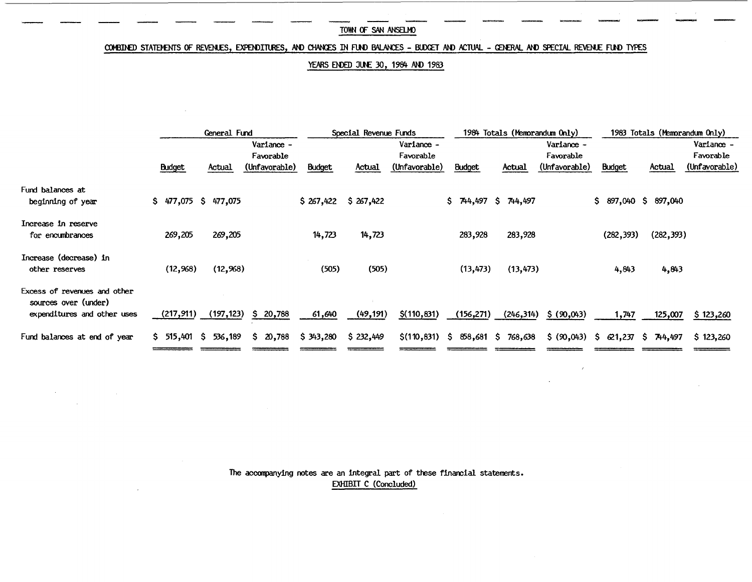# TOWN OF SAN ANSELMO

## COMBINED STATEMENTS OF REVENUES, EXPENDITURES, AND CHANGES IN FUND BALANCES - BUDGET AND ACTUAL - GENERAL AND SPECIAL REVENUE FUND TYPES

### YEARS ENDED JUNE 30, 1984 AND 1983

| | General Fund | | | Special Revenue Funds | | | 1984 Totals (Memorandum Only) | | | 1983 Totals (Memorandum Only) | | |
|---|---|---|---|---|---|---|---|---|---|---|---|---|
| | Budget | Actual | Variance - Favorable (Unfavorable) | Budget | Actual | Variance - Favorable (Unfavorable) | Budget | Actual | Variance - Favorable (Unfavorable) | Budget | Actual | Variance - Favorable (Unfavorable) |
| Fund balances at beginning of year | $ 477,075 | $ 477,075 | | $ 267,422 | $ 267,422 | | $ 744,497 | $ 744,497 | | $ 897,040 | $ 897,040 | |
| Increase in reserve for encumbrances | 269,205 | 269,205 | | 14,723 | 14,723 | | 283,928 | 283,928 | | (282,393) | (282,393) | |
| Increase (decrease) in other reserves | (12,968) | (12,968) | | (505) | (505) | | (13,473) | (13,473) | | 4,843 | 4,843 | |
| Excess of revenues and other sources over (under) expenditures and other uses | (217,911) | (197,123) | $ 20,788 | 61,640 | (49,191) | $(110,831) | (156,271) | (246,314) | $ (90,043) | 1,747 | 125,007 | $ 123,260 |
| Fund balances at end of year | $ 515,401 | $ 536,189 | $ 20,788 | $ 343,280 | $ 232,449 | $(110,831) | $ 858,681 | $ 768,638 | $ (90,043) | $ 621,237 | $ 744,497 | $ 123,260 |

The accompanying notes are an integral part of these financial statements.

EXHIBIT C (Concluded)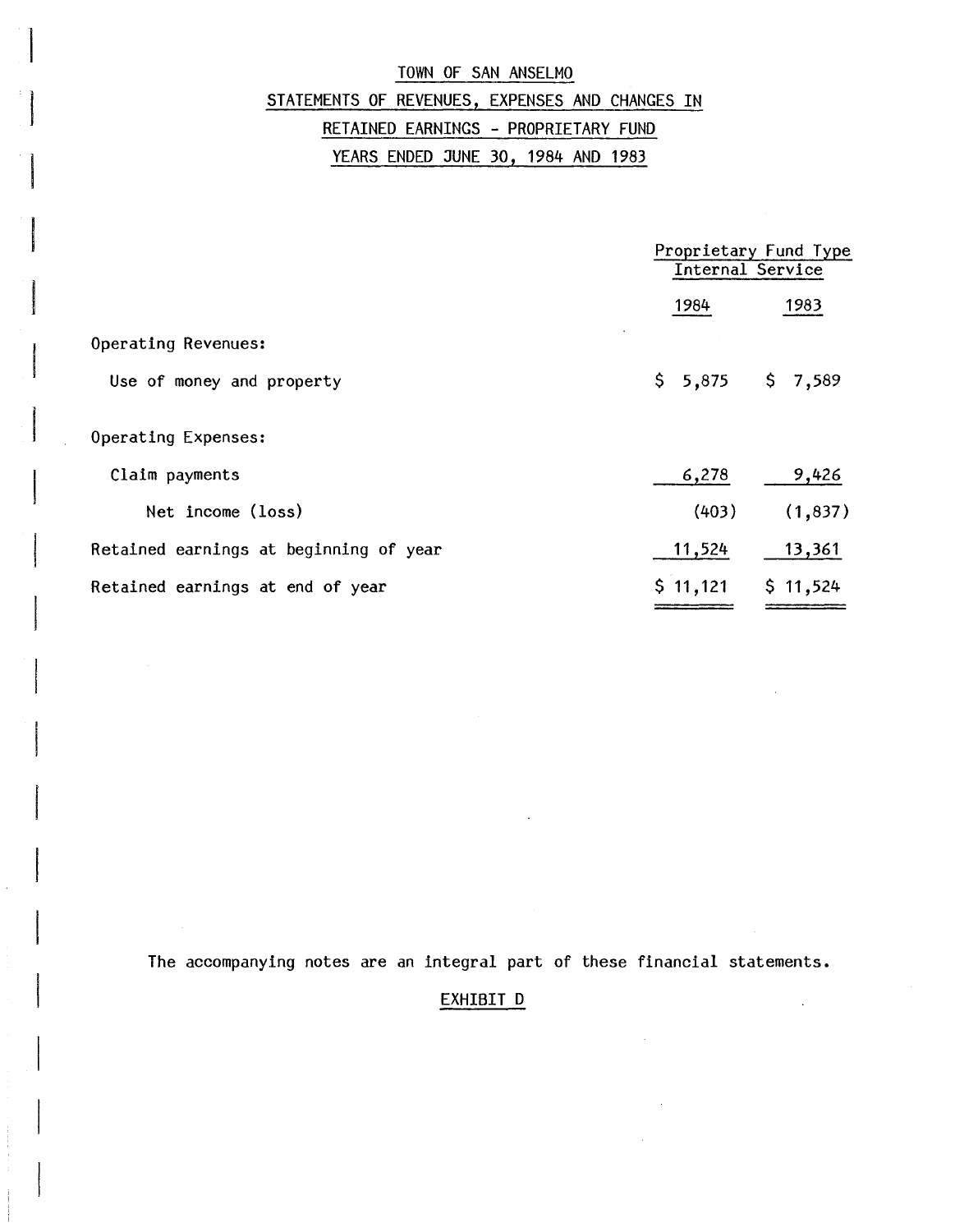# TOWN OF SAN ANSELMO

## STATEMENTS OF REVENUES, EXPENSES AND CHANGES IN RETAINED EARNINGS - PROPRIETARY FUND

## YEARS ENDED JUNE 30, 1984 AND 1983

| | Proprietary Fund Type Internal Service | |
|---|---|---|
| | 1984 | 1983 |
| Operating Revenues: | | |
| Use of money and property | $ 5,875 | $ 7,589 |
| Operating Expenses: | | |
| Claim payments | 6,278 | 9,426 |
| Net income (loss) | (403) | (1,837) |
| Retained earnings at beginning of year | 11,524 | 13,361 |
| Retained earnings at end of year | $ 11,121 | $ 11,524 |

The accompanying notes are an integral part of these financial statements.

EXHIBIT D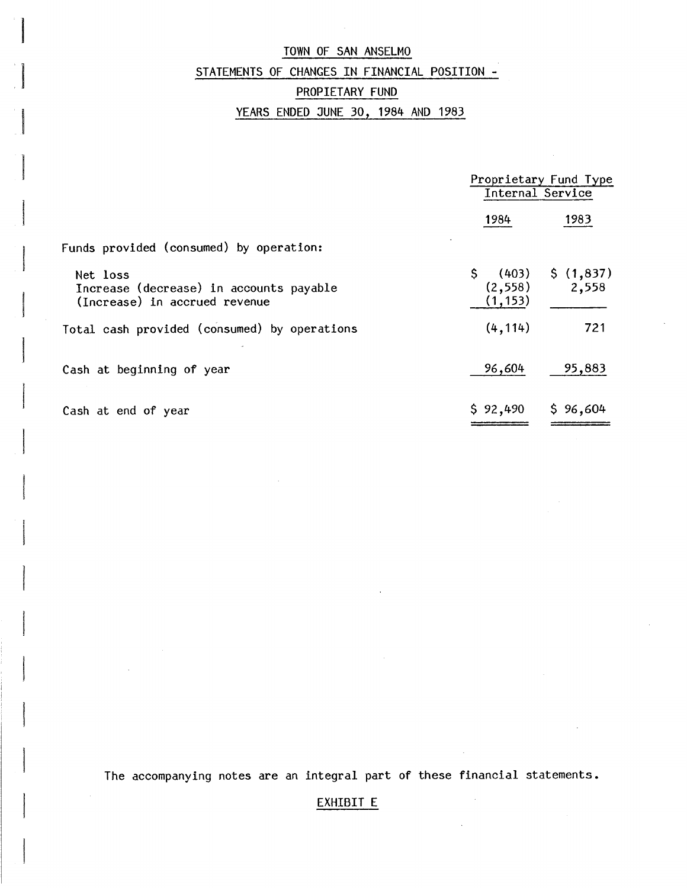# TOWN OF SAN ANSELMO

## STATEMENTS OF CHANGES IN FINANCIAL POSITION - PROPIETARY FUND

### YEARS ENDED JUNE 30, 1984 AND 1983

| | Proprietary Fund Type Internal Service | |
|---|---|---|
| | 1984 | 1983 |
| Funds provided (consumed) by operation: | | |
| Net loss | $ (403) | $ (1,837) |
| Increase (decrease) in accounts payable | (2,558) | 2,558 |
| (Increase) in accrued revenue | (1,153) | |
| Total cash provided (consumed) by operations | (4,114) | 721 |
| Cash at beginning of year | 96,604 | 95,883 |
| Cash at end of year | $ 92,490 | $ 96,604 |

The accompanying notes are an integral part of these financial statements.

EXHIBIT E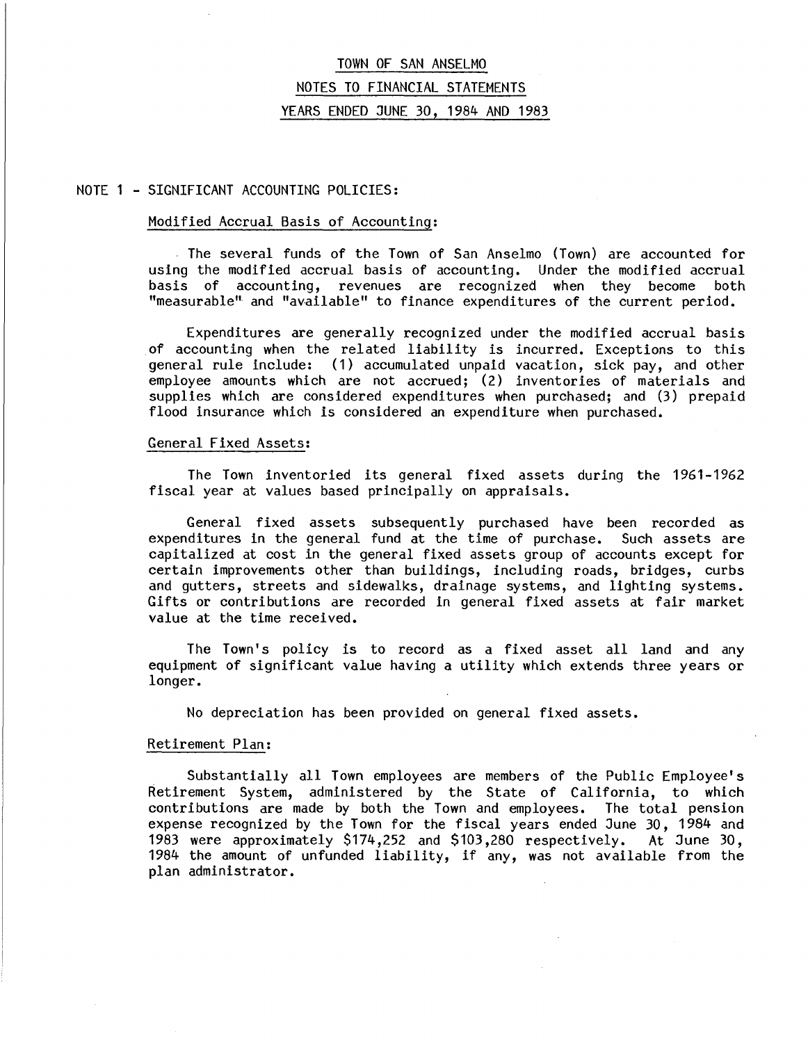# TOWN OF SAN ANSELMO

## NOTES TO FINANCIAL STATEMENTS

## YEARS ENDED JUNE 30, 1984 AND 1983

### NOTE 1 - SIGNIFICANT ACCOUNTING POLICIES:

#### Modified Accrual Basis of Accounting:

The several funds of the Town of San Anselmo (Town) are accounted for using the modified accrual basis of accounting. Under the modified accrual basis of accounting, revenues are recognized when they become both "measurable" and "available" to finance expenditures of the current period.

Expenditures are generally recognized under the modified accrual basis of accounting when the related liability is incurred. Exceptions to this general rule include: (1) accumulated unpaid vacation, sick pay, and other employee amounts which are not accrued; (2) inventories of materials and supplies which are considered expenditures when purchased; and (3) prepaid flood insurance which is considered an expenditure when purchased.

#### General Fixed Assets:

The Town inventoried its general fixed assets during the 1961-1962 fiscal year at values based principally on appraisals.

General fixed assets subsequently purchased have been recorded as expenditures in the general fund at the time of purchase. Such assets are capitalized at cost in the general fixed assets group of accounts except for certain improvements other than buildings, including roads, bridges, curbs and gutters, streets and sidewalks, drainage systems, and lighting systems. Gifts or contributions are recorded in general fixed assets at fair market value at the time received.

The Town's policy is to record as a fixed asset all land and any equipment of significant value having a utility which extends three years or longer.

No depreciation has been provided on general fixed assets.

#### Retirement Plan:

Substantially all Town employees are members of the Public Employee's Retirement System, administered by the State of California, to which contributions are made by both the Town and employees. The total pension expense recognized by the Town for the fiscal years ended June 30, 1984 and 1983 were approximately $174,252 and $103,280 respectively. At June 30, 1984 the amount of unfunded liability, if any, was not available from the plan administrator.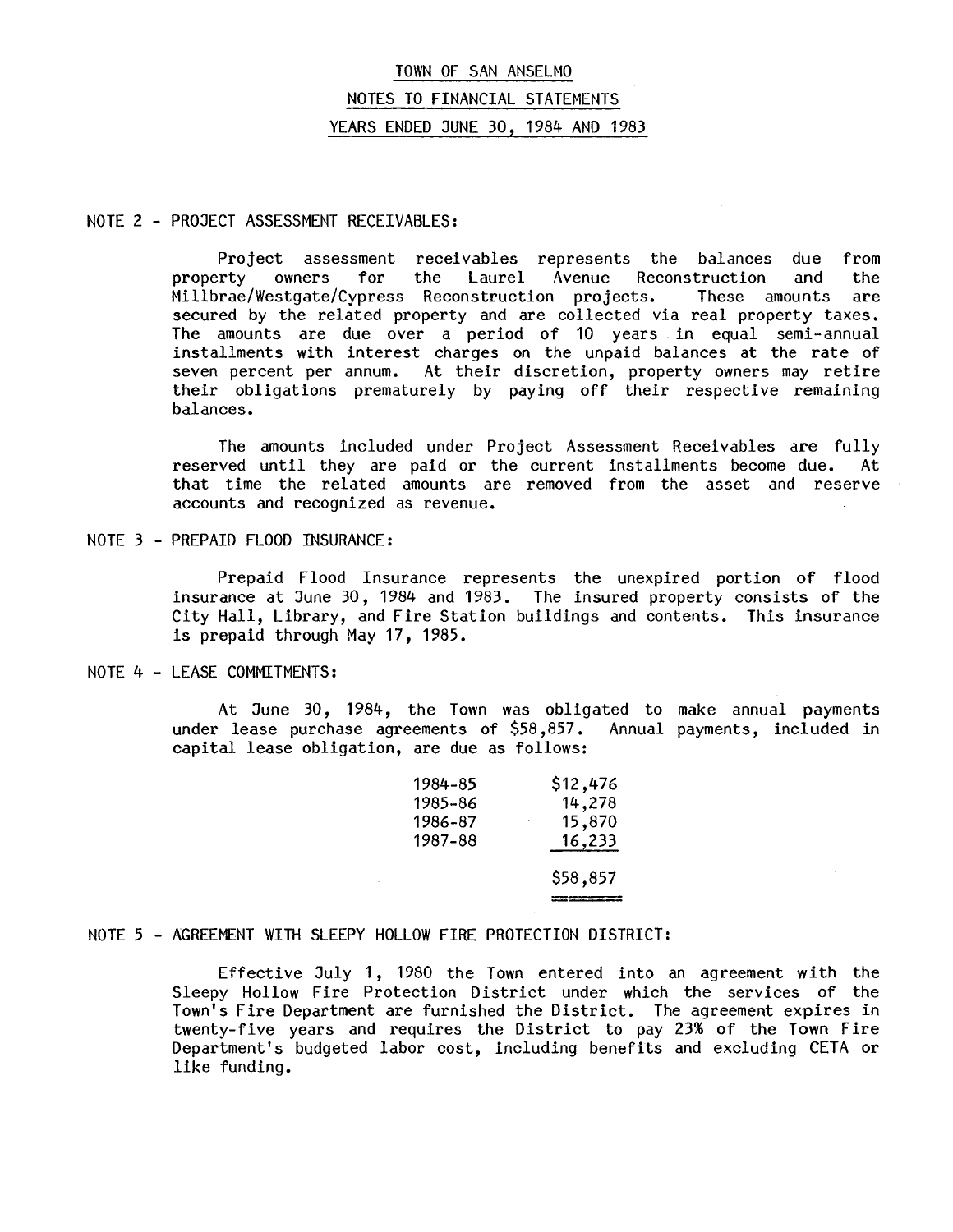# TOWN OF SAN ANSELMO

## NOTES TO FINANCIAL STATEMENTS

## YEARS ENDED JUNE 30, 1984 AND 1983

NOTE 2 - PROJECT ASSESSMENT RECEIVABLES:

Project assessment receivables represents the balances due from property owners for the Laurel Avenue Reconstruction and the Millbrae/Westgate/Cypress Reconstruction projects. These amounts are secured by the related property and are collected via real property taxes. The amounts are due over a period of 10 years in equal semi-annual installments with interest charges on the unpaid balances at the rate of seven percent per annum. At their discretion, property owners may retire their obligations prematurely by paying off their respective remaining balances.

The amounts included under Project Assessment Receivables are fully reserved until they are paid or the current installments become due. At that time the related amounts are removed from the asset and reserve accounts and recognized as revenue.

NOTE 3 - PREPAID FLOOD INSURANCE:

Prepaid Flood Insurance represents the unexpired portion of flood insurance at June 30, 1984 and 1983. The insured property consists of the City Hall, Library, and Fire Station buildings and contents. This insurance is prepaid through May 17, 1985.

NOTE 4 - LEASE COMMITMENTS:

At June 30, 1984, the Town was obligated to make annual payments under lease purchase agreements of $58,857. Annual payments, included in capital lease obligation, are due as follows:

| | |
|---|---|
| 1984-85 | $12,476 |
| 1985-86 | 14,278 |
| 1986-87 | 15,870 |
| 1987-88 | 16,233 |
| | $58,857 |

NOTE 5 - AGREEMENT WITH SLEEPY HOLLOW FIRE PROTECTION DISTRICT:

Effective July 1, 1980 the Town entered into an agreement with the Sleepy Hollow Fire Protection District under which the services of the Town's Fire Department are furnished the District. The agreement expires in twenty-five years and requires the District to pay 23% of the Town Fire Department's budgeted labor cost, including benefits and excluding CETA or like funding.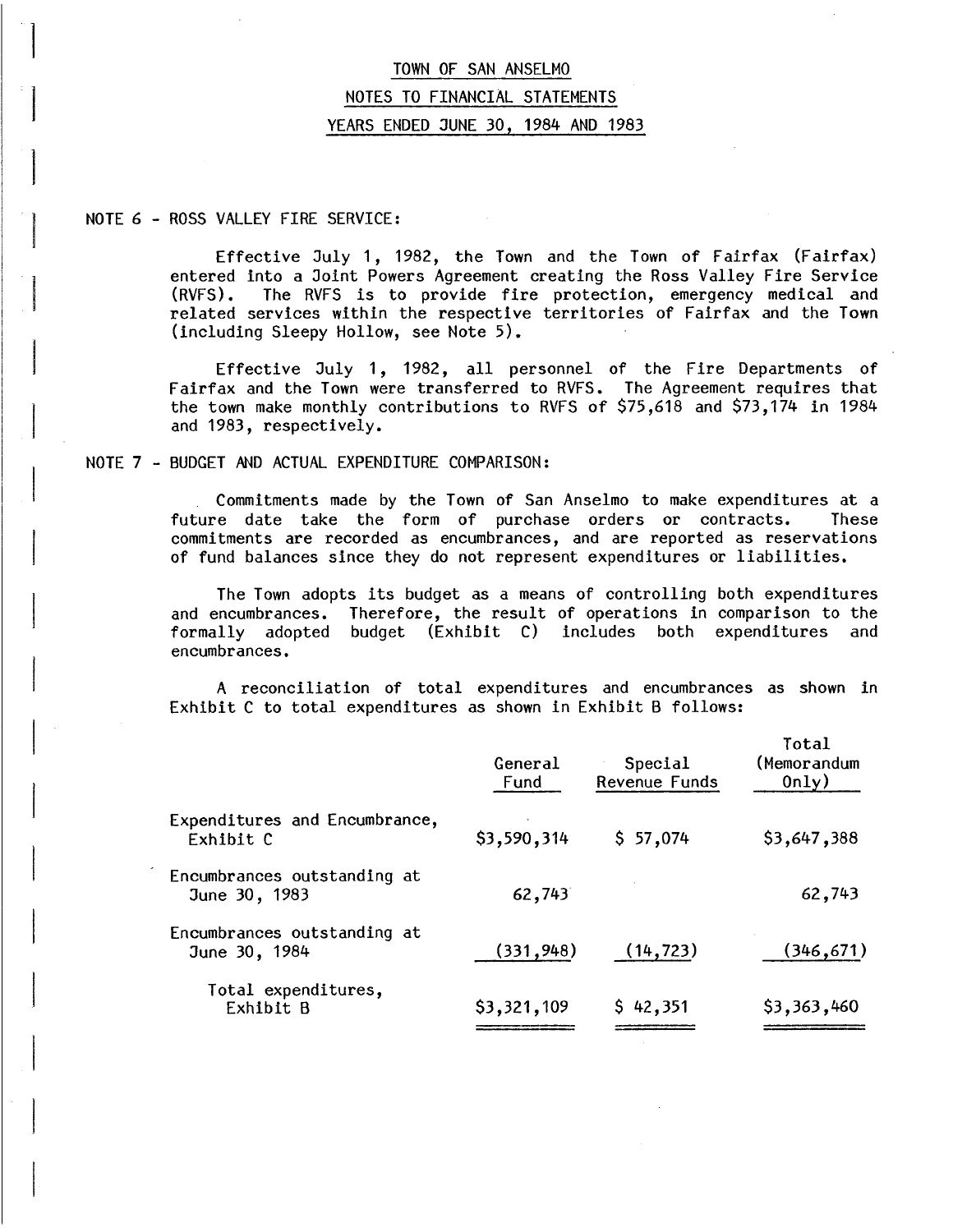# TOWN OF SAN ANSELMO

## NOTES TO FINANCIAL STATEMENTS

## YEARS ENDED JUNE 30, 1984 AND 1983

### NOTE 6 - ROSS VALLEY FIRE SERVICE:

Effective July 1, 1982, the Town and the Town of Fairfax (Fairfax) entered into a Joint Powers Agreement creating the Ross Valley Fire Service (RVFS). The RVFS is to provide fire protection, emergency medical and related services within the respective territories of Fairfax and the Town (including Sleepy Hollow, see Note 5).

Effective July 1, 1982, all personnel of the Fire Departments of Fairfax and the Town were transferred to RVFS. The Agreement requires that the town make monthly contributions to RVFS of $75,618 and $73,174 in 1984 and 1983, respectively.

### NOTE 7 - BUDGET AND ACTUAL EXPENDITURE COMPARISON:

Commitments made by the Town of San Anselmo to make expenditures at a future date take the form of purchase orders or contracts. These commitments are recorded as encumbrances, and are reported as reservations of fund balances since they do not represent expenditures or liabilities.

The Town adopts its budget as a means of controlling both expenditures and encumbrances. Therefore, the result of operations in comparison to the formally adopted budget (Exhibit C) includes both expenditures and encumbrances.

A reconciliation of total expenditures and encumbrances as shown in Exhibit C to total expenditures as shown in Exhibit B follows:

| | General Fund | Special Revenue Funds | Total (Memorandum Only) |
|---|---|---|---|
| Expenditures and Encumbrance, Exhibit C | $3,590,314 | $ 57,074 | $3,647,388 |
| Encumbrances outstanding at June 30, 1983 | 62,743 | | 62,743 |
| Encumbrances outstanding at June 30, 1984 | (331,948) | (14,723) | (346,671) |
| Total expenditures, Exhibit B | $3,321,109 | $ 42,351 | $3,363,460 |